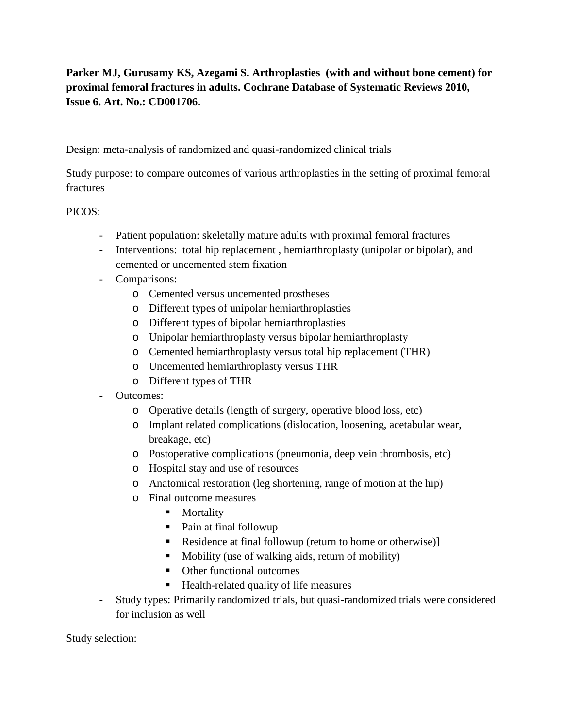**Parker MJ, Gurusamy KS, Azegami S. Arthroplasties (with and without bone cement) for proximal femoral fractures in adults. Cochrane Database of Systematic Reviews 2010, Issue 6. Art. No.: CD001706.**

Design: meta-analysis of randomized and quasi-randomized clinical trials

Study purpose: to compare outcomes of various arthroplasties in the setting of proximal femoral fractures

PICOS:

- Patient population: skeletally mature adults with proximal femoral fractures
- Interventions: total hip replacement , hemiarthroplasty (unipolar or bipolar), and cemented or uncemented stem fixation
- Comparisons:
    - Cemented versus uncemented prostheses
    - Different types of unipolar hemiarthroplasties
    - Different types of bipolar hemiarthroplasties
    - Unipolar hemiarthroplasty versus bipolar hemiarthroplasty
    - Cemented hemiarthroplasty versus total hip replacement (THR)
    - Uncemented hemiarthroplasty versus THR
    - Different types of THR
- Outcomes:
    - Operative details (length of surgery, operative blood loss, etc)
    - Implant related complications (dislocation, loosening, acetabular wear, breakage, etc)
    - Postoperative complications (pneumonia, deep vein thrombosis, etc)
    - Hospital stay and use of resources
    - Anatomical restoration (leg shortening, range of motion at the hip)
    - Final outcome measures
        - Mortality
        - Pain at final followup
        - Residence at final followup (return to home or otherwise)]
        - Mobility (use of walking aids, return of mobility)
        - Other functional outcomes
        - Health-related quality of life measures
- Study types: Primarily randomized trials, but quasi-randomized trials were considered for inclusion as well

Study selection: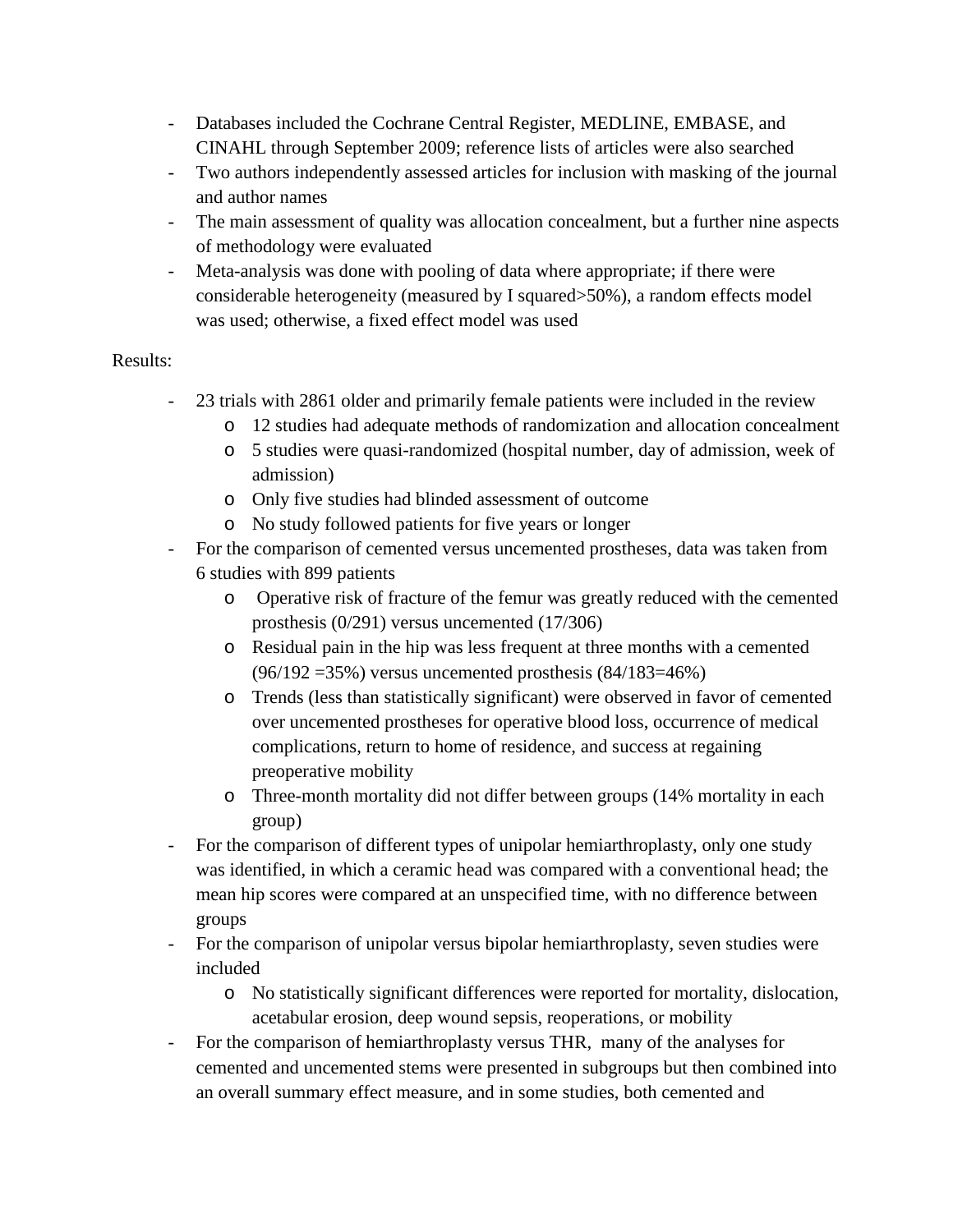- Databases included the Cochrane Central Register, MEDLINE, EMBASE, and CINAHL through September 2009; reference lists of articles were also searched
- Two authors independently assessed articles for inclusion with masking of the journal and author names
- The main assessment of quality was allocation concealment, but a further nine aspects of methodology were evaluated
- Meta-analysis was done with pooling of data where appropriate; if there were considerable heterogeneity (measured by I squared>50%), a random effects model was used; otherwise, a fixed effect model was used

Results:

- 23 trials with 2861 older and primarily female patients were included in the review
  - 12 studies had adequate methods of randomization and allocation concealment
  - 5 studies were quasi-randomized (hospital number, day of admission, week of admission)
  - Only five studies had blinded assessment of outcome
  - No study followed patients for five years or longer
- For the comparison of cemented versus uncemented prostheses, data was taken from 6 studies with 899 patients
  - Operative risk of fracture of the femur was greatly reduced with the cemented prosthesis (0/291) versus uncemented (17/306)
  - Residual pain in the hip was less frequent at three months with a cemented (96/192 =35%) versus uncemented prosthesis (84/183=46%)
  - Trends (less than statistically significant) were observed in favor of cemented over uncemented prostheses for operative blood loss, occurrence of medical complications, return to home of residence, and success at regaining preoperative mobility
  - Three-month mortality did not differ between groups (14% mortality in each group)
- For the comparison of different types of unipolar hemiarthroplasty, only one study was identified, in which a ceramic head was compared with a conventional head; the mean hip scores were compared at an unspecified time, with no difference between groups
- For the comparison of unipolar versus bipolar hemiarthroplasty, seven studies were included
  - No statistically significant differences were reported for mortality, dislocation, acetabular erosion, deep wound sepsis, reoperations, or mobility
- For the comparison of hemiarthroplasty versus THR, many of the analyses for cemented and uncemented stems were presented in subgroups but then combined into an overall summary effect measure, and in some studies, both cemented and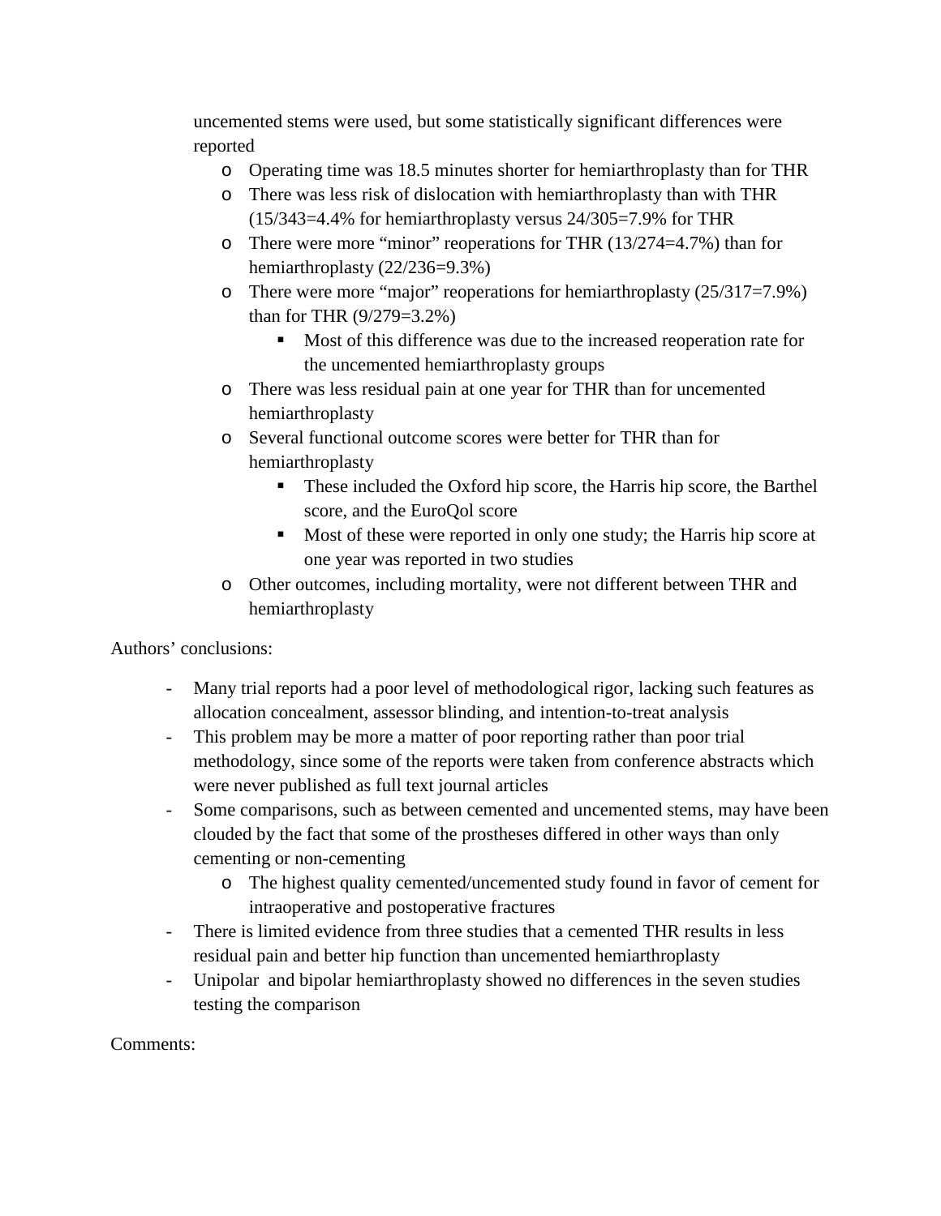uncemented stems were used, but some statistically significant differences were reported

  - Operating time was 18.5 minutes shorter for hemiarthroplasty than for THR
  - There was less risk of dislocation with hemiarthroplasty than with THR (15/343=4.4% for hemiarthroplasty versus 24/305=7.9% for THR
  - There were more "minor" reoperations for THR (13/274=4.7%) than for hemiarthroplasty (22/236=9.3%)
  - There were more "major" reoperations for hemiarthroplasty (25/317=7.9%) than for THR (9/279=3.2%)
    - Most of this difference was due to the increased reoperation rate for the uncemented hemiarthroplasty groups
  - There was less residual pain at one year for THR than for uncemented hemiarthroplasty
  - Several functional outcome scores were better for THR than for hemiarthroplasty
    - These included the Oxford hip score, the Harris hip score, the Barthel score, and the EuroQol score
    - Most of these were reported in only one study; the Harris hip score at one year was reported in two studies
  - Other outcomes, including mortality, were not different between THR and hemiarthroplasty

Authors' conclusions:

- Many trial reports had a poor level of methodological rigor, lacking such features as allocation concealment, assessor blinding, and intention-to-treat analysis
- This problem may be more a matter of poor reporting rather than poor trial methodology, since some of the reports were taken from conference abstracts which were never published as full text journal articles
- Some comparisons, such as between cemented and uncemented stems, may have been clouded by the fact that some of the prostheses differed in other ways than only cementing or non-cementing
  - The highest quality cemented/uncemented study found in favor of cement for intraoperative and postoperative fractures
- There is limited evidence from three studies that a cemented THR results in less residual pain and better hip function than uncemented hemiarthroplasty
- Unipolar and bipolar hemiarthroplasty showed no differences in the seven studies testing the comparison

Comments: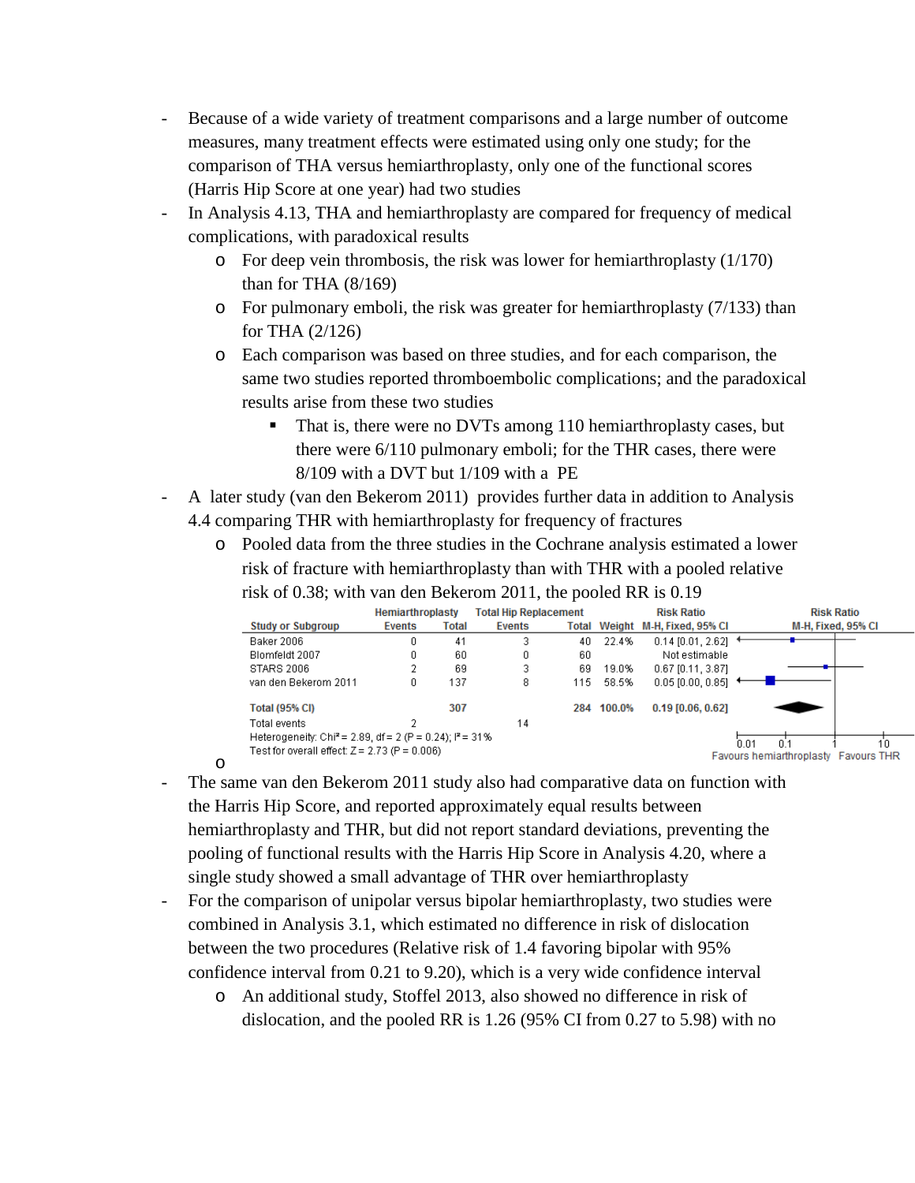- Because of a wide variety of treatment comparisons and a large number of outcome measures, many treatment effects were estimated using only one study; for the comparison of THA versus hemiarthroplasty, only one of the functional scores (Harris Hip Score at one year) had two studies
- In Analysis 4.13, THA and hemiarthroplasty are compared for frequency of medical complications, with paradoxical results
  - For deep vein thrombosis, the risk was lower for hemiarthroplasty (1/170) than for THA (8/169)
  - For pulmonary emboli, the risk was greater for hemiarthroplasty (7/133) than for THA (2/126)
  - Each comparison was based on three studies, and for each comparison, the same two studies reported thromboembolic complications; and the paradoxical results arise from these two studies
    - That is, there were no DVTs among 110 hemiarthroplasty cases, but there were 6/110 pulmonary emboli; for the THR cases, there were 8/109 with a DVT but 1/109 with a PE
- A later study (van den Bekerom 2011) provides further data in addition to Analysis 4.4 comparing THR with hemiarthroplasty for frequency of fractures
  - Pooled data from the three studies in the Cochrane analysis estimated a lower risk of fracture with hemiarthroplasty than with THR with a pooled relative risk of 0.38; with van den Bekerom 2011, the pooled RR is 0.19

| Study or Subgroup | Hemiarthroplasty | | Total Hip Replacement | | Weight | Risk Ratio M-H, Fixed, 95% CI |
|---|---|---|---|---|---|---|
| | Events | Total | Events | Total | | |
| Baker 2006 | 0 | 41 | 3 | 40 | 22.4% | 0.14 [0.01, 2.62] |
| Blomfeldt 2007 | 0 | 60 | 0 | 60 | | Not estimable |
| STARS 2006 | 2 | 69 | 3 | 69 | 19.0% | 0.67 [0.11, 3.87] |
| van den Bekerom 2011 | 0 | 137 | 8 | 115 | 58.5% | 0.05 [0.00, 0.85] |
| **Total (95% CI)** | | **307** | | **284** | **100.0%** | **0.19 [0.06, 0.62]** |
| Total events | 2 | | 14 | | | |

Heterogeneity: Chi² = 2.89, df = 2 (P = 0.24); I² = 31%
Test for overall effect: Z = 2.73 (P = 0.006)

Favours hemiarthroplasty Favours THR

- The same van den Bekerom 2011 study also had comparative data on function with the Harris Hip Score, and reported approximately equal results between hemiarthroplasty and THR, but did not report standard deviations, preventing the pooling of functional results with the Harris Hip Score in Analysis 4.20, where a single study showed a small advantage of THR over hemiarthroplasty
- For the comparison of unipolar versus bipolar hemiarthroplasty, two studies were combined in Analysis 3.1, which estimated no difference in risk of dislocation between the two procedures (Relative risk of 1.4 favoring bipolar with 95% confidence interval from 0.21 to 9.20), which is a very wide confidence interval
  - An additional study, Stoffel 2013, also showed no difference in risk of dislocation, and the pooled RR is 1.26 (95% CI from 0.27 to 5.98) with no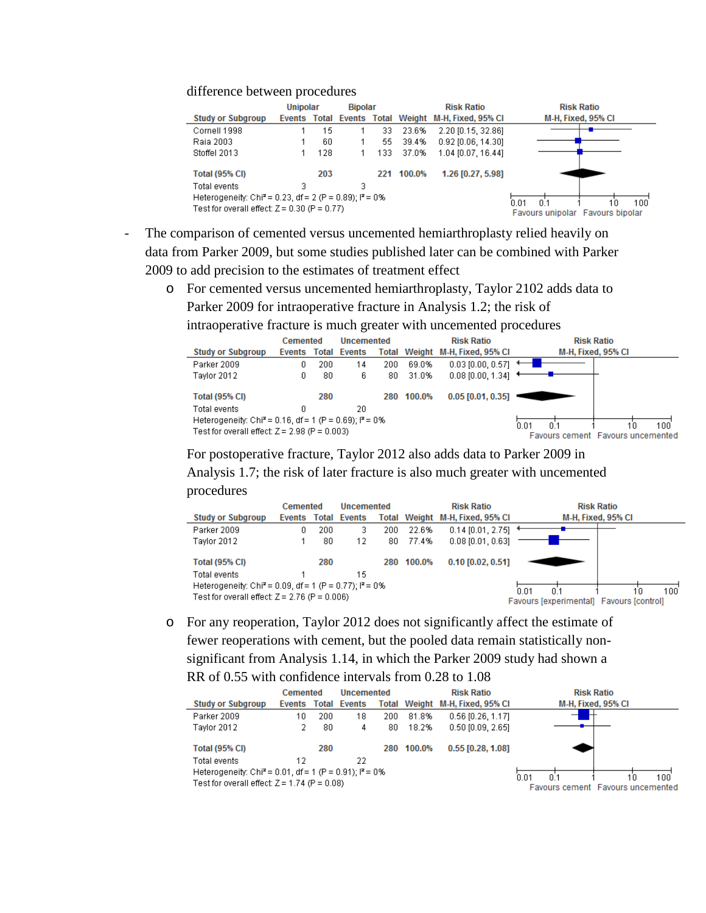difference between procedures

| Study or Subgroup | Unipolar Events | Unipolar Total | Bipolar Events | Bipolar Total | Weight | Risk Ratio M-H, Fixed, 95% CI |
|---|---|---|---|---|---|---|
| Cornell 1998 | 1 | 15 | 1 | 33 | 23.6% | 2.20 [0.15, 32.86] |
| Raia 2003 | 1 | 60 | 1 | 55 | 39.4% | 0.92 [0.06, 14.30] |
| Stoffel 2013 | 1 | 128 | 1 | 133 | 37.0% | 1.04 [0.07, 16.44] |
| **Total (95% CI)** | | **203** | | **221** | **100.0%** | **1.26 [0.27, 5.98]** |
| Total events | 3 | | 3 | | | |

Heterogeneity: Chi² = 0.23, df = 2 (P = 0.89); I² = 0%
Test for overall effect: Z = 0.30 (P = 0.77)

Risk Ratio M-H, Fixed, 95% CI — 0.01, 0.1, 1, 10, 100 — Favours unipolar / Favours bipolar

- The comparison of cemented versus uncemented hemiarthroplasty relied heavily on data from Parker 2009, but some studies published later can be combined with Parker 2009 to add precision to the estimates of treatment effect
  - For cemented versus uncemented hemiarthroplasty, Taylor 2102 adds data to Parker 2009 for intraoperative fracture in Analysis 1.2; the risk of intraoperative fracture is much greater with uncemented procedures

| Study or Subgroup | Cemented Events | Cemented Total | Uncemented Events | Uncemented Total | Weight | Risk Ratio M-H, Fixed, 95% CI |
|---|---|---|---|---|---|---|
| Parker 2009 | 0 | 200 | 14 | 200 | 69.0% | 0.03 [0.00, 0.57] |
| Taylor 2012 | 0 | 80 | 6 | 80 | 31.0% | 0.08 [0.00, 1.34] |
| **Total (95% CI)** | | **280** | | **280** | **100.0%** | **0.05 [0.01, 0.35]** |
| Total events | 0 | | 20 | | | |

Heterogeneity: Chi² = 0.16, df = 1 (P = 0.69); I² = 0%
Test for overall effect: Z = 2.98 (P = 0.003)

Risk Ratio M-H, Fixed, 95% CI — 0.01, 0.1, 1, 10, 100 — Favours cement / Favours uncemented

For postoperative fracture, Taylor 2012 also adds data to Parker 2009 in Analysis 1.7; the risk of later fracture is also much greater with uncemented procedures

| Study or Subgroup | Cemented Events | Cemented Total | Uncemented Events | Uncemented Total | Weight | Risk Ratio M-H, Fixed, 95% CI |
|---|---|---|---|---|---|---|
| Parker 2009 | 0 | 200 | 3 | 200 | 22.6% | 0.14 [0.01, 2.75] |
| Taylor 2012 | 1 | 80 | 12 | 80 | 77.4% | 0.08 [0.01, 0.63] |
| **Total (95% CI)** | | **280** | | **280** | **100.0%** | **0.10 [0.02, 0.51]** |
| Total events | 1 | | 15 | | | |

Heterogeneity: Chi² = 0.09, df = 1 (P = 0.77); I² = 0%
Test for overall effect: Z = 2.76 (P = 0.006)

Risk Ratio M-H, Fixed, 95% CI — 0.01, 0.1, 1, 10, 100 — Favours [experimental] / Favours [control]

  - For any reoperation, Taylor 2012 does not significantly affect the estimate of fewer reoperations with cement, but the pooled data remain statistically non-significant from Analysis 1.14, in which the Parker 2009 study had shown a RR of 0.55 with confidence intervals from 0.28 to 1.08

| Study or Subgroup | Cemented Events | Cemented Total | Uncemented Events | Uncemented Total | Weight | Risk Ratio M-H, Fixed, 95% CI |
|---|---|---|---|---|---|---|
| Parker 2009 | 10 | 200 | 18 | 200 | 81.8% | 0.56 [0.26, 1.17] |
| Taylor 2012 | 2 | 80 | 4 | 80 | 18.2% | 0.50 [0.09, 2.65] |
| **Total (95% CI)** | | **280** | | **280** | **100.0%** | **0.55 [0.28, 1.08]** |
| Total events | 12 | | 22 | | | |

Heterogeneity: Chi² = 0.01, df = 1 (P = 0.91); I² = 0%
Test for overall effect: Z = 1.74 (P = 0.08)

Risk Ratio M-H, Fixed, 95% CI — 0.01, 0.1, 1, 10, 100 — Favours cement / Favours uncemented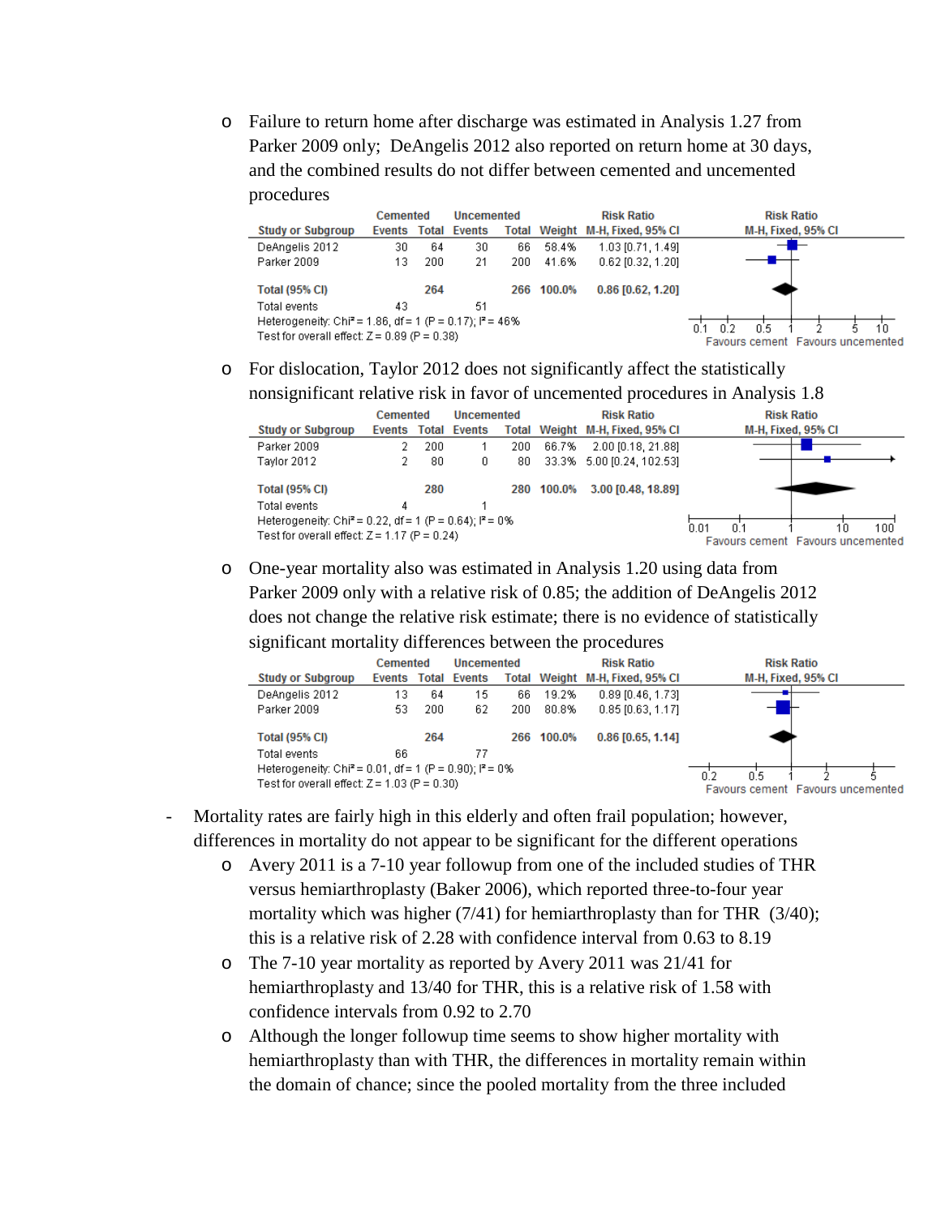- Failure to return home after discharge was estimated in Analysis 1.27 from Parker 2009 only; DeAngelis 2012 also reported on return home at 30 days, and the combined results do not differ between cemented and uncemented procedures

| Study or Subgroup | Cemented Events | Cemented Total | Uncemented Events | Uncemented Total | Weight | Risk Ratio M-H, Fixed, 95% CI |
|---|---|---|---|---|---|---|
| DeAngelis 2012 | 30 | 64 | 30 | 66 | 58.4% | 1.03 [0.71, 1.49] |
| Parker 2009 | 13 | 200 | 21 | 200 | 41.6% | 0.62 [0.32, 1.20] |
| **Total (95% CI)** | | **264** | | **266** | **100.0%** | **0.86 [0.62, 1.20]** |
| Total events | 43 | | 51 | | | |

Heterogeneity: $Chi^2 = 1.86$, df = 1 (P = 0.17); $I^2 = 46\%$
Test for overall effect: Z = 0.89 (P = 0.38)

Favours cement | Favours uncemented

- For dislocation, Taylor 2012 does not significantly affect the statistically nonsignificant relative risk in favor of uncemented procedures in Analysis 1.8

| Study or Subgroup | Cemented Events | Cemented Total | Uncemented Events | Uncemented Total | Weight | Risk Ratio M-H, Fixed, 95% CI |
|---|---|---|---|---|---|---|
| Parker 2009 | 2 | 200 | 1 | 200 | 66.7% | 2.00 [0.18, 21.88] |
| Taylor 2012 | 2 | 80 | 0 | 80 | 33.3% | 5.00 [0.24, 102.53] |
| **Total (95% CI)** | | **280** | | **280** | **100.0%** | **3.00 [0.48, 18.89]** |
| Total events | 4 | | 1 | | | |

Heterogeneity: $Chi^2 = 0.22$, df = 1 (P = 0.64); $I^2 = 0\%$
Test for overall effect: Z = 1.17 (P = 0.24)

Favours cement | Favours uncemented

- One-year mortality also was estimated in Analysis 1.20 using data from Parker 2009 only with a relative risk of 0.85; the addition of DeAngelis 2012 does not change the relative risk estimate; there is no evidence of statistically significant mortality differences between the procedures

| Study or Subgroup | Cemented Events | Cemented Total | Uncemented Events | Uncemented Total | Weight | Risk Ratio M-H, Fixed, 95% CI |
|---|---|---|---|---|---|---|
| DeAngelis 2012 | 13 | 64 | 15 | 66 | 19.2% | 0.89 [0.46, 1.73] |
| Parker 2009 | 53 | 200 | 62 | 200 | 80.8% | 0.85 [0.63, 1.17] |
| **Total (95% CI)** | | **264** | | **266** | **100.0%** | **0.86 [0.65, 1.14]** |
| Total events | 66 | | 77 | | | |

Heterogeneity: $Chi^2 = 0.01$, df = 1 (P = 0.90); $I^2 = 0\%$
Test for overall effect: Z = 1.03 (P = 0.30)

Favours cement | Favours uncemented

- Mortality rates are fairly high in this elderly and often frail population; however, differences in mortality do not appear to be significant for the different operations
  - Avery 2011 is a 7-10 year followup from one of the included studies of THR versus hemiarthroplasty (Baker 2006), which reported three-to-four year mortality which was higher (7/41) for hemiarthroplasty than for THR (3/40); this is a relative risk of 2.28 with confidence interval from 0.63 to 8.19
  - The 7-10 year mortality as reported by Avery 2011 was 21/41 for hemiarthroplasty and 13/40 for THR, this is a relative risk of 1.58 with confidence intervals from 0.92 to 2.70
  - Although the longer followup time seems to show higher mortality with hemiarthroplasty than with THR, the differences in mortality remain within the domain of chance; since the pooled mortality from the three included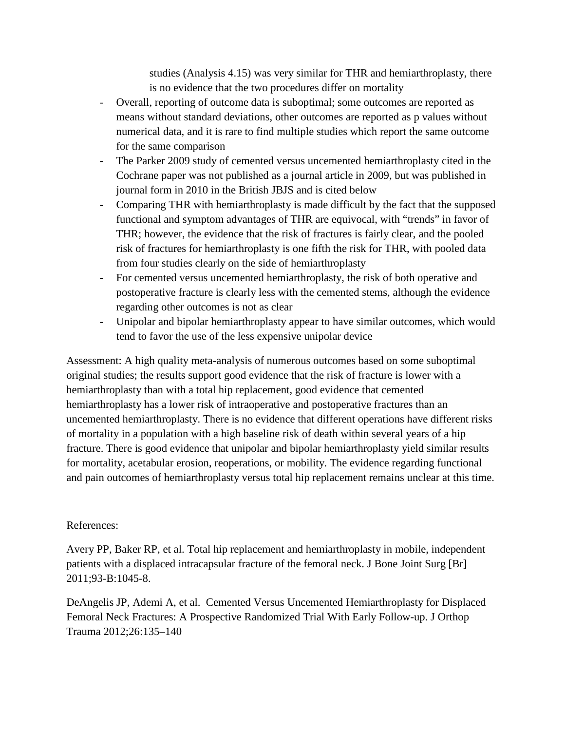studies (Analysis 4.15) was very similar for THR and hemiarthroplasty, there is no evidence that the two procedures differ on mortality

- Overall, reporting of outcome data is suboptimal; some outcomes are reported as means without standard deviations, other outcomes are reported as p values without numerical data, and it is rare to find multiple studies which report the same outcome for the same comparison
- The Parker 2009 study of cemented versus uncemented hemiarthroplasty cited in the Cochrane paper was not published as a journal article in 2009, but was published in journal form in 2010 in the British JBJS and is cited below
- Comparing THR with hemiarthroplasty is made difficult by the fact that the supposed functional and symptom advantages of THR are equivocal, with "trends" in favor of THR; however, the evidence that the risk of fractures is fairly clear, and the pooled risk of fractures for hemiarthroplasty is one fifth the risk for THR, with pooled data from four studies clearly on the side of hemiarthroplasty
- For cemented versus uncemented hemiarthroplasty, the risk of both operative and postoperative fracture is clearly less with the cemented stems, although the evidence regarding other outcomes is not as clear
- Unipolar and bipolar hemiarthroplasty appear to have similar outcomes, which would tend to favor the use of the less expensive unipolar device

Assessment: A high quality meta-analysis of numerous outcomes based on some suboptimal original studies; the results support good evidence that the risk of fracture is lower with a hemiarthroplasty than with a total hip replacement, good evidence that cemented hemiarthroplasty has a lower risk of intraoperative and postoperative fractures than an uncemented hemiarthroplasty. There is no evidence that different operations have different risks of mortality in a population with a high baseline risk of death within several years of a hip fracture. There is good evidence that unipolar and bipolar hemiarthroplasty yield similar results for mortality, acetabular erosion, reoperations, or mobility. The evidence regarding functional and pain outcomes of hemiarthroplasty versus total hip replacement remains unclear at this time.

References:

Avery PP, Baker RP, et al. Total hip replacement and hemiarthroplasty in mobile, independent patients with a displaced intracapsular fracture of the femoral neck. J Bone Joint Surg [Br] 2011;93-B:1045-8.

DeAngelis JP, Ademi A, et al. Cemented Versus Uncemented Hemiarthroplasty for Displaced Femoral Neck Fractures: A Prospective Randomized Trial With Early Follow-up. J Orthop Trauma 2012;26:135–140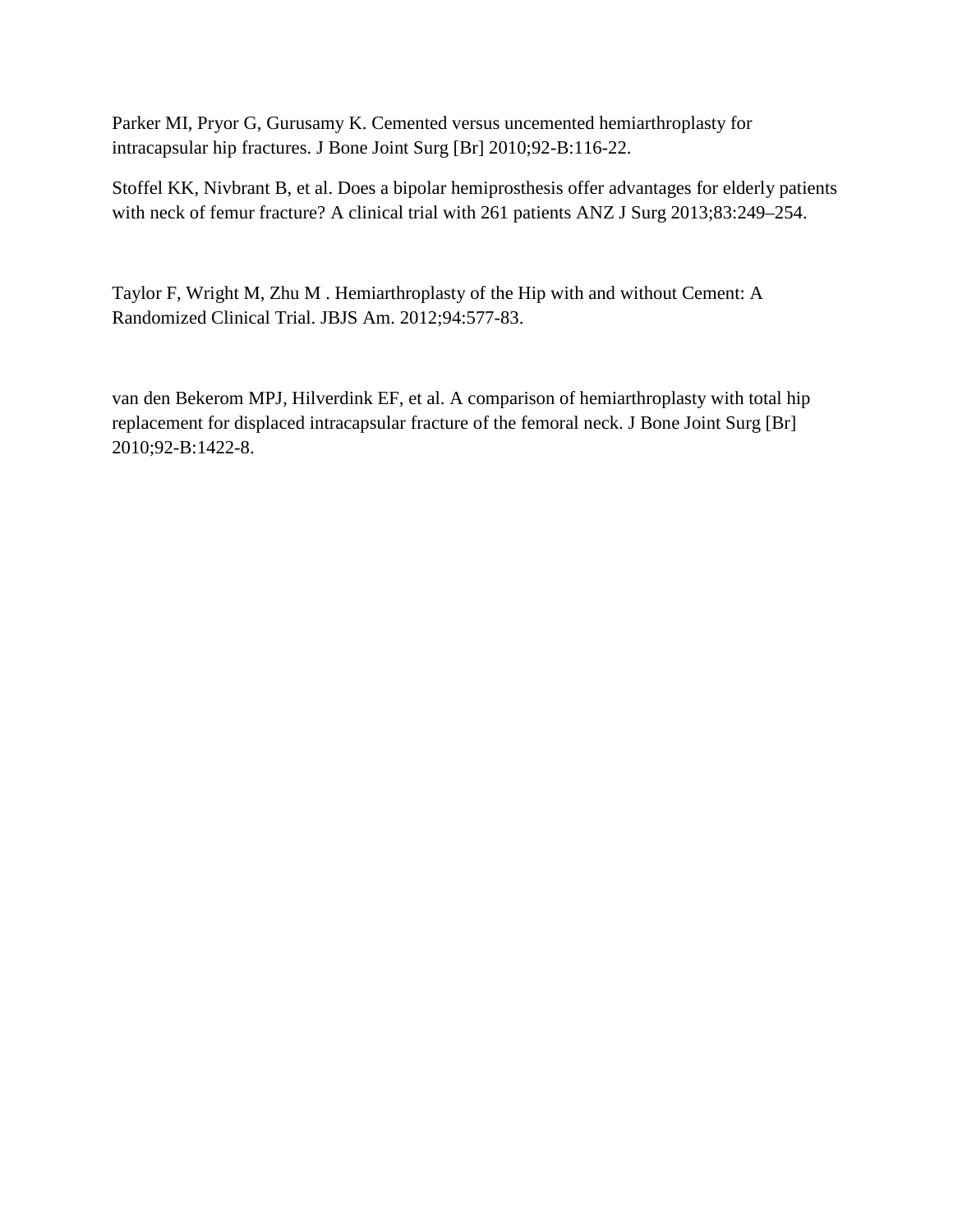Parker MI, Pryor G, Gurusamy K. Cemented versus uncemented hemiarthroplasty for intracapsular hip fractures. J Bone Joint Surg [Br] 2010;92-B:116-22.

Stoffel KK, Nivbrant B, et al. Does a bipolar hemiprosthesis offer advantages for elderly patients with neck of femur fracture? A clinical trial with 261 patients ANZ J Surg 2013;83:249–254.

Taylor F, Wright M, Zhu M . Hemiarthroplasty of the Hip with and without Cement: A Randomized Clinical Trial. JBJS Am. 2012;94:577-83.

van den Bekerom MPJ, Hilverdink EF, et al. A comparison of hemiarthroplasty with total hip replacement for displaced intracapsular fracture of the femoral neck. J Bone Joint Surg [Br] 2010;92-B:1422-8.